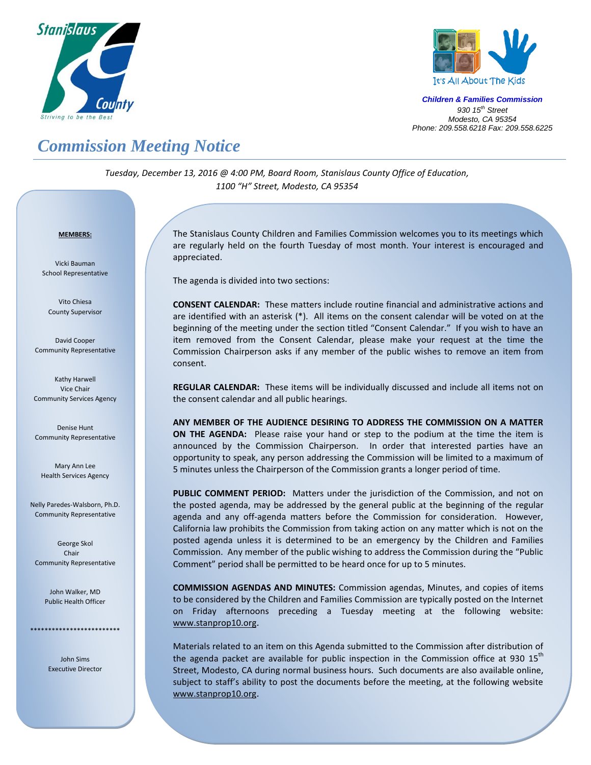Stanislaus County
Striving to be the Best

It's All About The Kids

***Children & Families Commission***
*930 15th Street*
*Modesto, CA 95354*
*Phone: 209.558.6218 Fax: 209.558.6225*

# *Commission Meeting Notice*

*Tuesday, December 13, 2016 @ 4:00 PM, Board Room, Stanislaus County Office of Education, 1100 "H" Street, Modesto, CA 95354*

**MEMBERS:**

Vicki Bauman
School Representative

Vito Chiesa
County Supervisor

David Cooper
Community Representative

Kathy Harwell
Vice Chair
Community Services Agency

Denise Hunt
Community Representative

Mary Ann Lee
Health Services Agency

Nelly Paredes-Walsborn, Ph.D.
Community Representative

George Skol
Chair
Community Representative

John Walker, MD
Public Health Officer

*************************

John Sims
Executive Director

The Stanislaus County Children and Families Commission welcomes you to its meetings which are regularly held on the fourth Tuesday of most month. Your interest is encouraged and appreciated.

The agenda is divided into two sections:

**CONSENT CALENDAR:** These matters include routine financial and administrative actions and are identified with an asterisk (*). All items on the consent calendar will be voted on at the beginning of the meeting under the section titled "Consent Calendar." If you wish to have an item removed from the Consent Calendar, please make your request at the time the Commission Chairperson asks if any member of the public wishes to remove an item from consent.

**REGULAR CALENDAR:** These items will be individually discussed and include all items not on the consent calendar and all public hearings.

**ANY MEMBER OF THE AUDIENCE DESIRING TO ADDRESS THE COMMISSION ON A MATTER ON THE AGENDA:** Please raise your hand or step to the podium at the time the item is announced by the Commission Chairperson. In order that interested parties have an opportunity to speak, any person addressing the Commission will be limited to a maximum of 5 minutes unless the Chairperson of the Commission grants a longer period of time.

**PUBLIC COMMENT PERIOD:** Matters under the jurisdiction of the Commission, and not on the posted agenda, may be addressed by the general public at the beginning of the regular agenda and any off-agenda matters before the Commission for consideration. However, California law prohibits the Commission from taking action on any matter which is not on the posted agenda unless it is determined to be an emergency by the Children and Families Commission. Any member of the public wishing to address the Commission during the "Public Comment" period shall be permitted to be heard once for up to 5 minutes.

**COMMISSION AGENDAS AND MINUTES:** Commission agendas, Minutes, and copies of items to be considered by the Children and Families Commission are typically posted on the Internet on Friday afternoons preceding a Tuesday meeting at the following website: www.stanprop10.org.

Materials related to an item on this Agenda submitted to the Commission after distribution of the agenda packet are available for public inspection in the Commission office at 930 15th Street, Modesto, CA during normal business hours. Such documents are also available online, subject to staff's ability to post the documents before the meeting, at the following website www.stanprop10.org.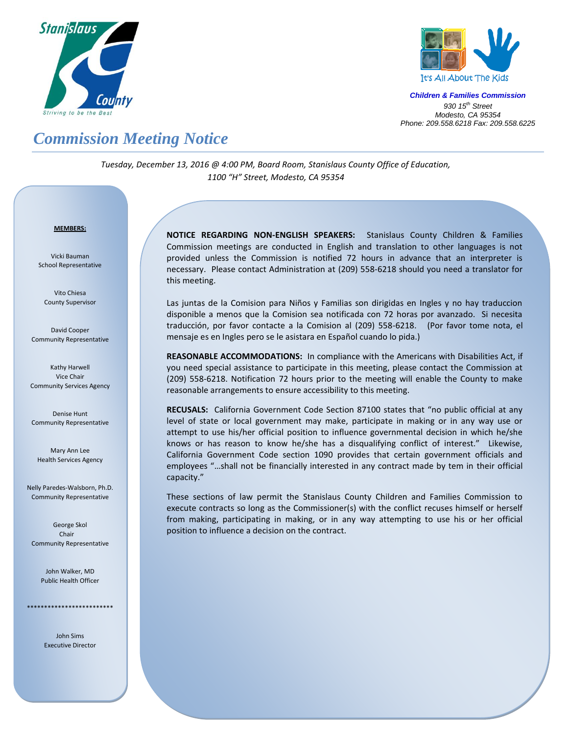Stanislaus County
Striving to be the Best

It's All About The Kids

***Children & Families Commission***
*930 15th Street*
*Modesto, CA 95354*
*Phone: 209.558.6218 Fax: 209.558.6225*

# *Commission Meeting Notice*

*Tuesday, December 13, 2016 @ 4:00 PM, Board Room, Stanislaus County Office of Education, 1100 "H" Street, Modesto, CA 95354*

**MEMBERS:**

Vicki Bauman
School Representative

Vito Chiesa
County Supervisor

David Cooper
Community Representative

Kathy Harwell
Vice Chair
Community Services Agency

Denise Hunt
Community Representative

Mary Ann Lee
Health Services Agency

Nelly Paredes-Walsborn, Ph.D.
Community Representative

George Skol
Chair
Community Representative

John Walker, MD
Public Health Officer

*************************

John Sims
Executive Director

**NOTICE REGARDING NON-ENGLISH SPEAKERS:** Stanislaus County Children & Families Commission meetings are conducted in English and translation to other languages is not provided unless the Commission is notified 72 hours in advance that an interpreter is necessary. Please contact Administration at (209) 558-6218 should you need a translator for this meeting.

Las juntas de la Comision para Niños y Familias son dirigidas en Ingles y no hay traduccion disponible a menos que la Comision sea notificada con 72 horas por avanzado. Si necesita traducción, por favor contacte a la Comision al (209) 558-6218. (Por favor tome nota, el mensaje es en Ingles pero se le asistara en Español cuando lo pida.)

**REASONABLE ACCOMMODATIONS:** In compliance with the Americans with Disabilities Act, if you need special assistance to participate in this meeting, please contact the Commission at (209) 558-6218. Notification 72 hours prior to the meeting will enable the County to make reasonable arrangements to ensure accessibility to this meeting.

**RECUSALS:** California Government Code Section 87100 states that "no public official at any level of state or local government may make, participate in making or in any way use or attempt to use his/her official position to influence governmental decision in which he/she knows or has reason to know he/she has a disqualifying conflict of interest." Likewise, California Government Code section 1090 provides that certain government officials and employees "…shall not be financially interested in any contract made by tem in their official capacity."

These sections of law permit the Stanislaus County Children and Families Commission to execute contracts so long as the Commissioner(s) with the conflict recuses himself or herself from making, participating in making, or in any way attempting to use his or her official position to influence a decision on the contract.